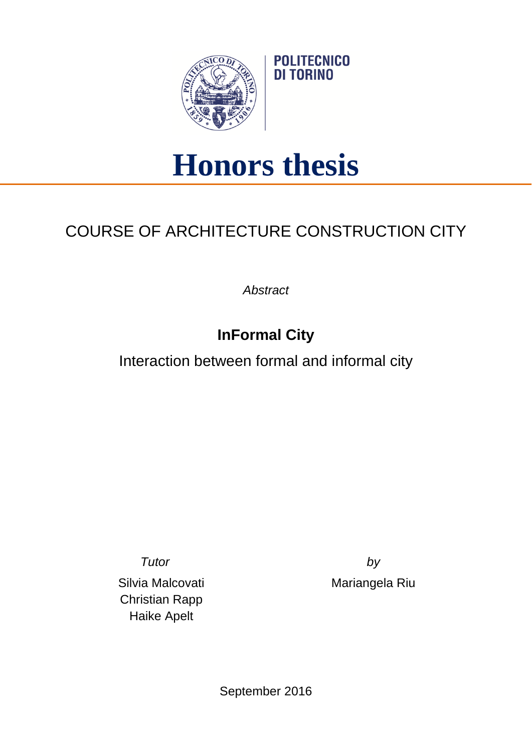POLITECNICO
DI TORINO

# Honors thesis

## COURSE OF ARCHITECTURE CONSTRUCTION CITY

*Abstract*

**InFormal City**

Interaction between formal and informal city

*Tutor*

Silvia Malcovati
Christian Rapp
Haike Apelt

*by*

Mariangela Riu

September 2016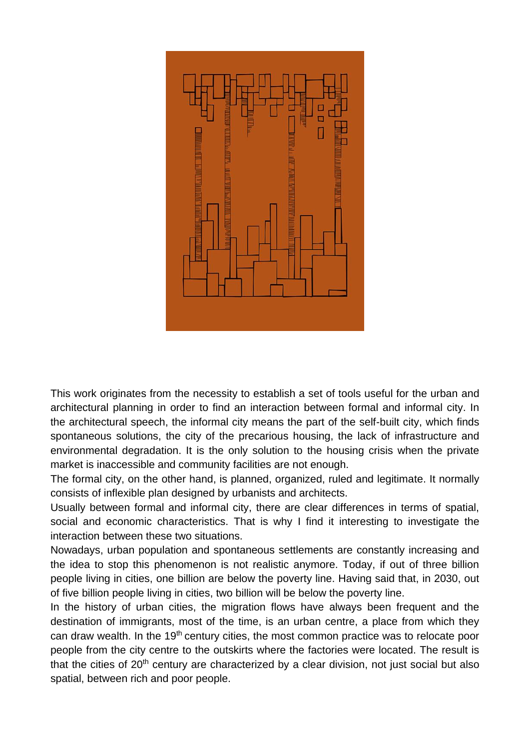This work originates from the necessity to establish a set of tools useful for the urban and architectural planning in order to find an interaction between formal and informal city. In the architectural speech, the informal city means the part of the self-built city, which finds spontaneous solutions, the city of the precarious housing, the lack of infrastructure and environmental degradation. It is the only solution to the housing crisis when the private market is inaccessible and community facilities are not enough.

The formal city, on the other hand, is planned, organized, ruled and legitimate. It normally consists of inflexible plan designed by urbanists and architects.

Usually between formal and informal city, there are clear differences in terms of spatial, social and economic characteristics. That is why I find it interesting to investigate the interaction between these two situations.

Nowadays, urban population and spontaneous settlements are constantly increasing and the idea to stop this phenomenon is not realistic anymore. Today, if out of three billion people living in cities, one billion are below the poverty line. Having said that, in 2030, out of five billion people living in cities, two billion will be below the poverty line.

In the history of urban cities, the migration flows have always been frequent and the destination of immigrants, most of the time, is an urban centre, a place from which they can draw wealth. In the 19th century cities, the most common practice was to relocate poor people from the city centre to the outskirts where the factories were located. The result is that the cities of 20th century are characterized by a clear division, not just social but also spatial, between rich and poor people.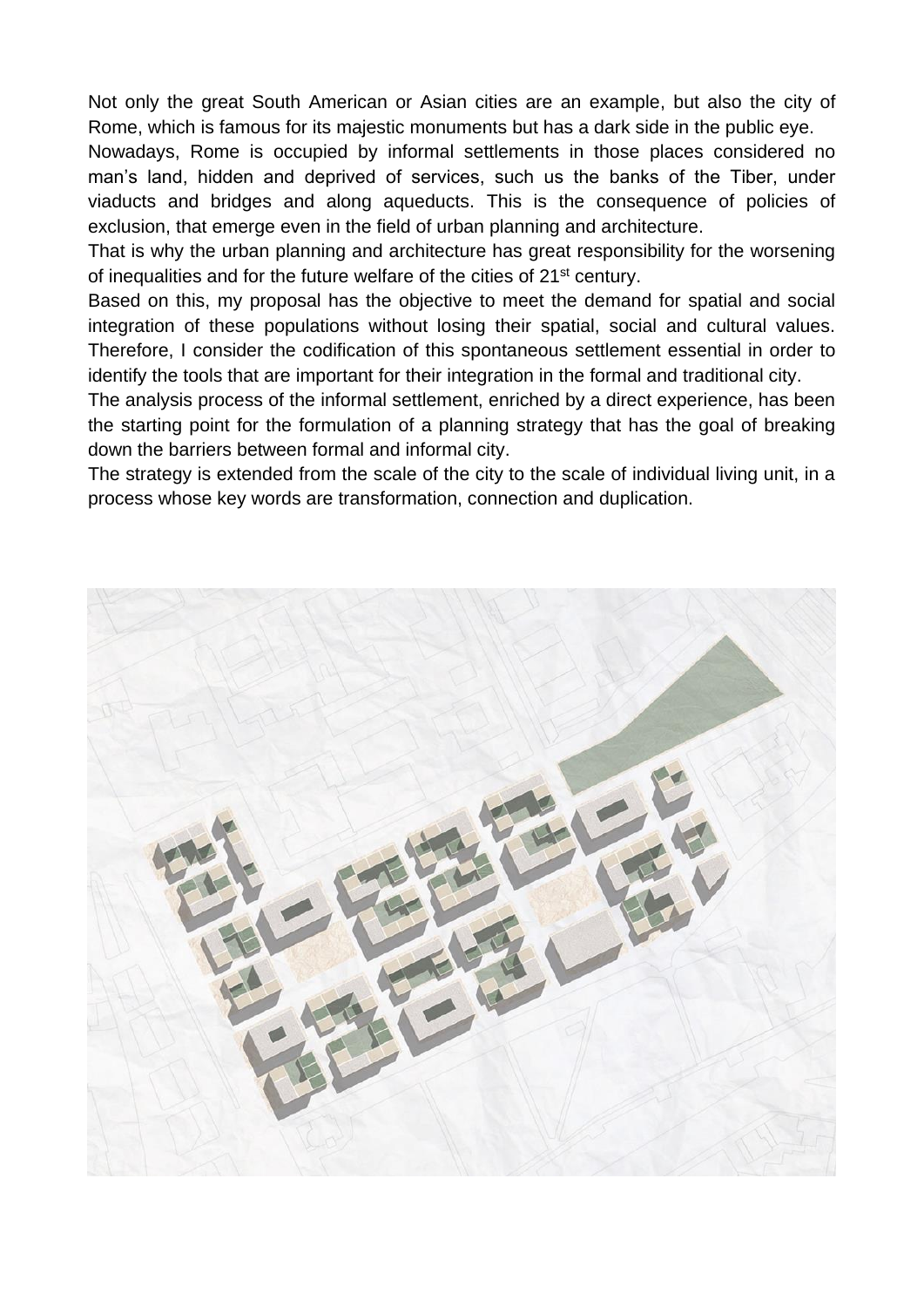Not only the great South American or Asian cities are an example, but also the city of Rome, which is famous for its majestic monuments but has a dark side in the public eye.

Nowadays, Rome is occupied by informal settlements in those places considered no man's land, hidden and deprived of services, such us the banks of the Tiber, under viaducts and bridges and along aqueducts. This is the consequence of policies of exclusion, that emerge even in the field of urban planning and architecture.

That is why the urban planning and architecture has great responsibility for the worsening of inequalities and for the future welfare of the cities of 21st century.

Based on this, my proposal has the objective to meet the demand for spatial and social integration of these populations without losing their spatial, social and cultural values. Therefore, I consider the codification of this spontaneous settlement essential in order to identify the tools that are important for their integration in the formal and traditional city.

The analysis process of the informal settlement, enriched by a direct experience, has been the starting point for the formulation of a planning strategy that has the goal of breaking down the barriers between formal and informal city.

The strategy is extended from the scale of the city to the scale of individual living unit, in a process whose key words are transformation, connection and duplication.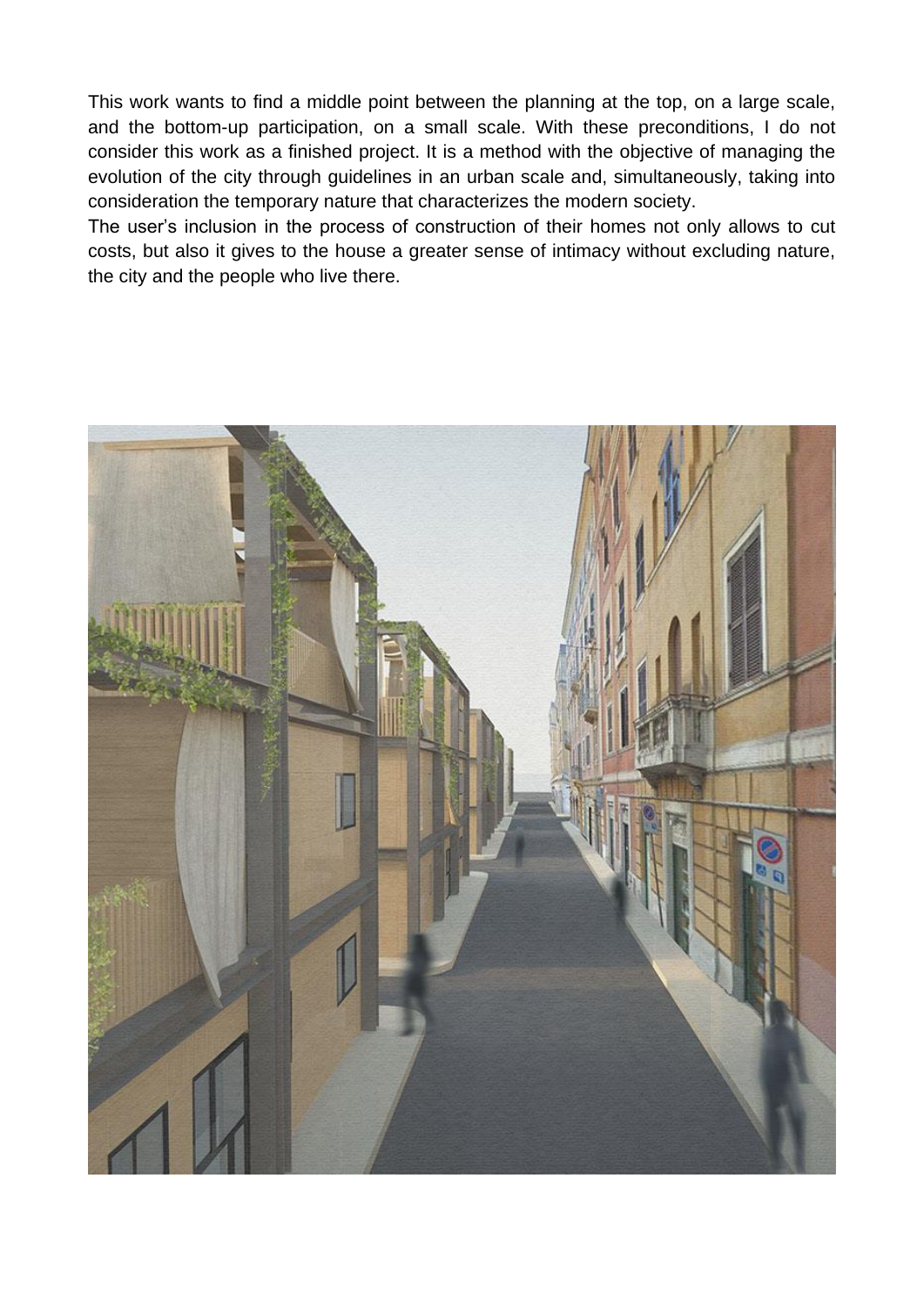This work wants to find a middle point between the planning at the top, on a large scale, and the bottom-up participation, on a small scale. With these preconditions, I do not consider this work as a finished project. It is a method with the objective of managing the evolution of the city through guidelines in an urban scale and, simultaneously, taking into consideration the temporary nature that characterizes the modern society.

The user's inclusion in the process of construction of their homes not only allows to cut costs, but also it gives to the house a greater sense of intimacy without excluding nature, the city and the people who live there.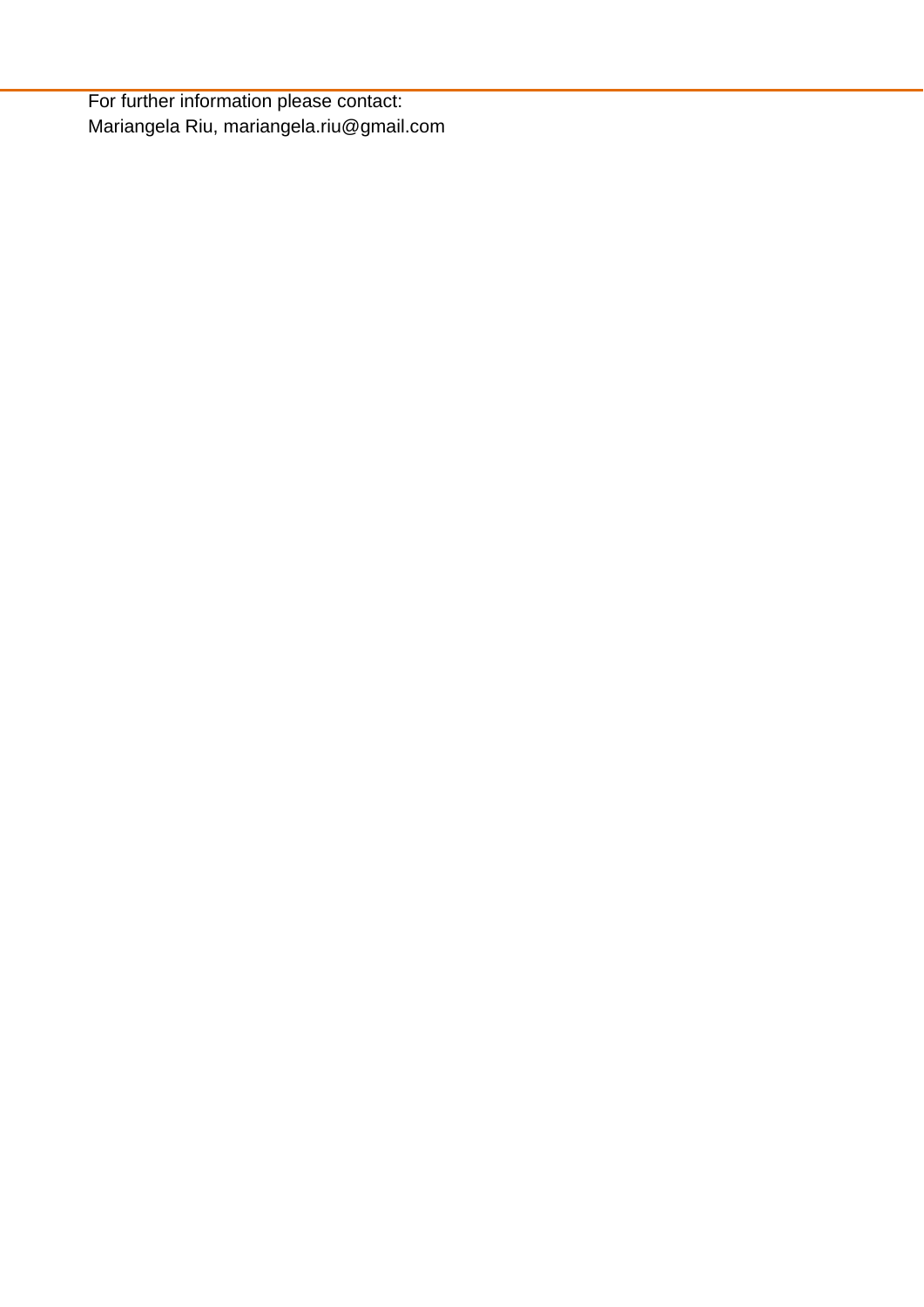For further information please contact:
Mariangela Riu, mariangela.riu@gmail.com